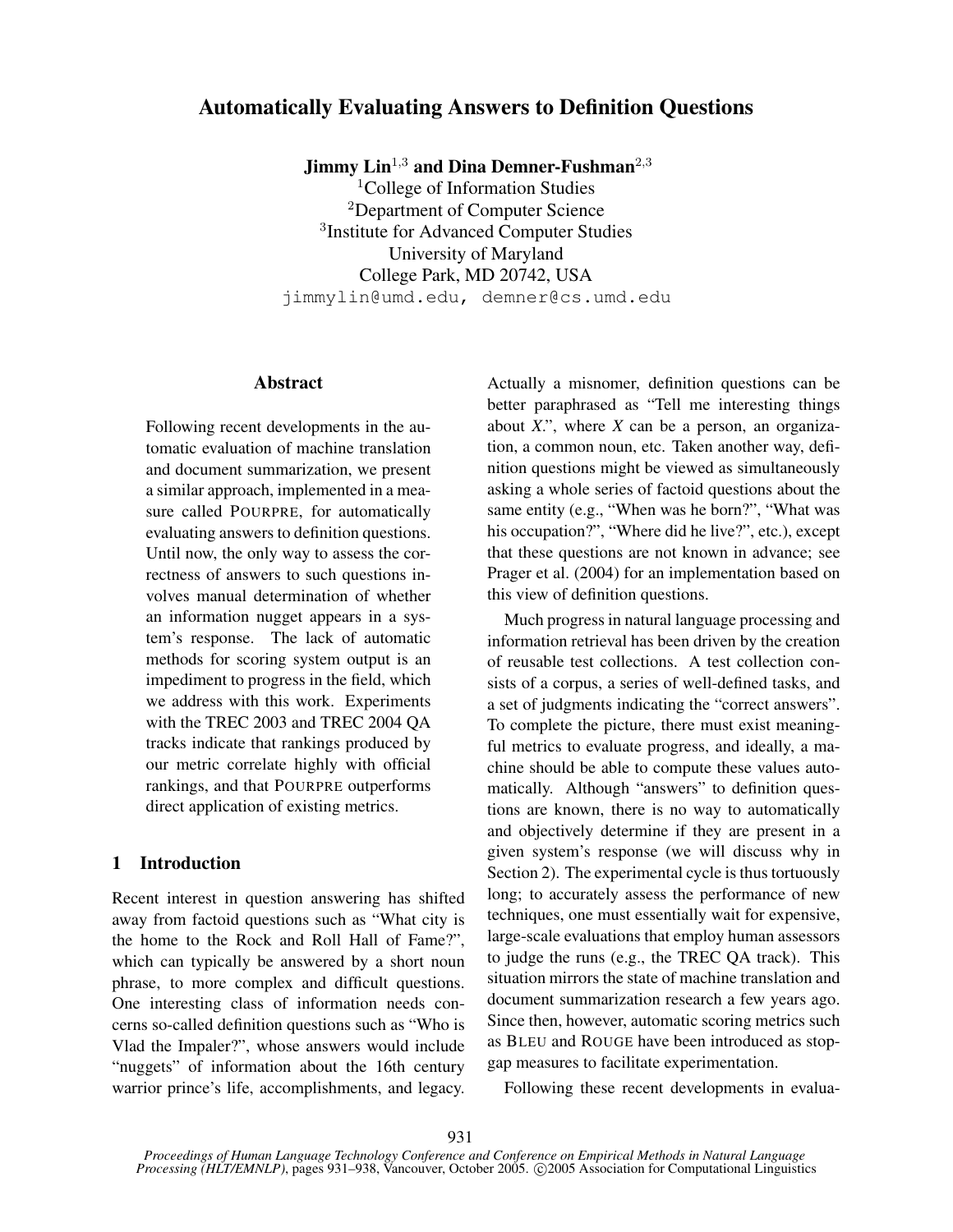# Automatically Evaluating Answers to Definition Questions

**Jimmy Lin**[1,3] **and Dina Demner-Fushman**[2,3]

[1]College of Information Studies
[2]Department of Computer Science
[3]Institute for Advanced Computer Studies
University of Maryland
College Park, MD 20742, USA
jimmylin@umd.edu, demner@cs.umd.edu

## Abstract

Following recent developments in the automatic evaluation of machine translation and document summarization, we present a similar approach, implemented in a measure called POURPRE, for automatically evaluating answers to definition questions. Until now, the only way to assess the correctness of answers to such questions involves manual determination of whether an information nugget appears in a system's response. The lack of automatic methods for scoring system output is an impediment to progress in the field, which we address with this work. Experiments with the TREC 2003 and TREC 2004 QA tracks indicate that rankings produced by our metric correlate highly with official rankings, and that POURPRE outperforms direct application of existing metrics.

## 1 Introduction

Recent interest in question answering has shifted away from factoid questions such as "What city is the home to the Rock and Roll Hall of Fame?", which can typically be answered by a short noun phrase, to more complex and difficult questions. One interesting class of information needs concerns so-called definition questions such as "Who is Vlad the Impaler?", whose answers would include "nuggets" of information about the 16th century warrior prince's life, accomplishments, and legacy. Actually a misnomer, definition questions can be better paraphrased as "Tell me interesting things about *X*.", where *X* can be a person, an organization, a common noun, etc. Taken another way, definition questions might be viewed as simultaneously asking a whole series of factoid questions about the same entity (e.g., "When was he born?", "What was his occupation?", "Where did he live?", etc.), except that these questions are not known in advance; see Prager et al. (2004) for an implementation based on this view of definition questions.

Much progress in natural language processing and information retrieval has been driven by the creation of reusable test collections. A test collection consists of a corpus, a series of well-defined tasks, and a set of judgments indicating the "correct answers". To complete the picture, there must exist meaningful metrics to evaluate progress, and ideally, a machine should be able to compute these values automatically. Although "answers" to definition questions are known, there is no way to automatically and objectively determine if they are present in a given system's response (we will discuss why in Section 2). The experimental cycle is thus tortuously long; to accurately assess the performance of new techniques, one must essentially wait for expensive, large-scale evaluations that employ human assessors to judge the runs (e.g., the TREC QA track). This situation mirrors the state of machine translation and document summarization research a few years ago. Since then, however, automatic scoring metrics such as BLEU and ROUGE have been introduced as stopgap measures to facilitate experimentation.

Following these recent developments in evalua-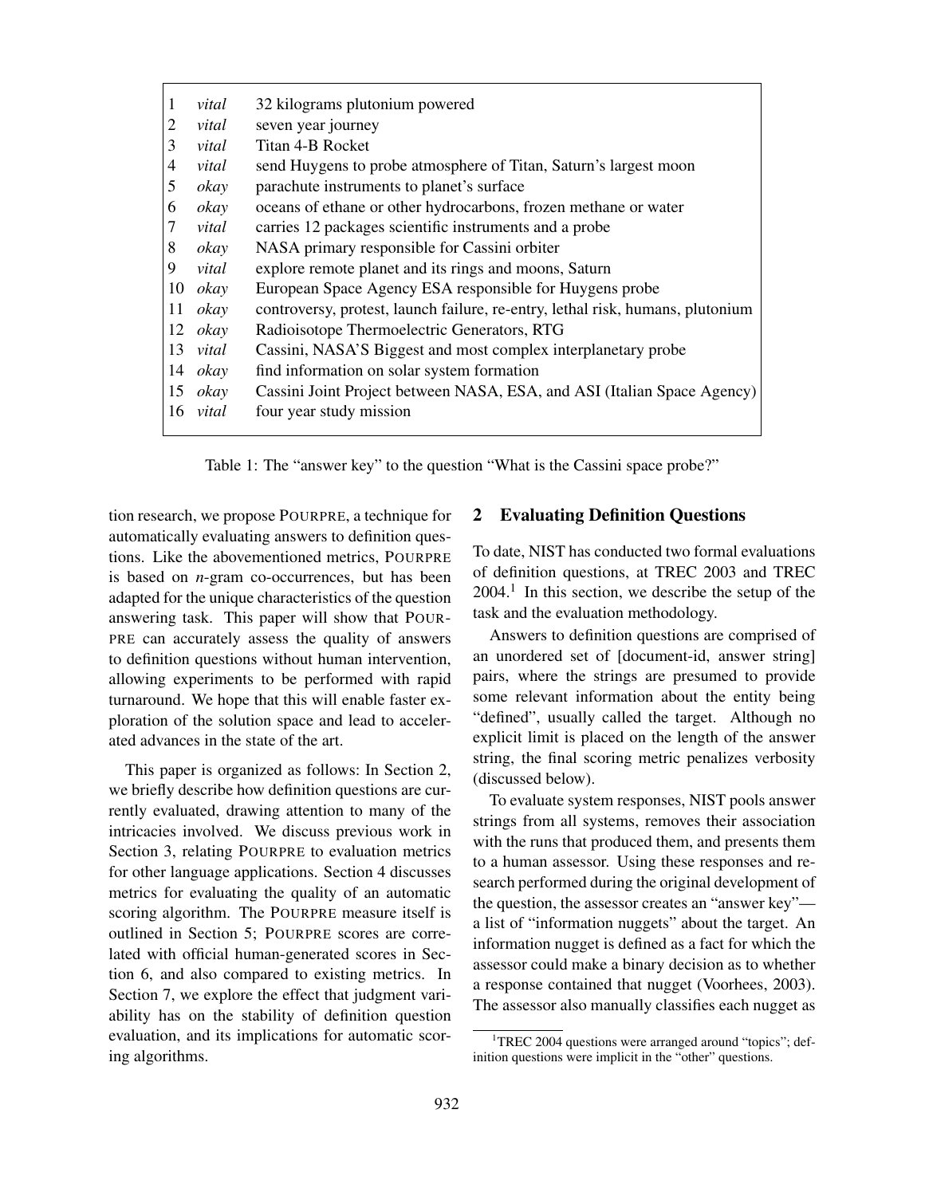| | | |
|---|---|---|
| 1 | *vital* | 32 kilograms plutonium powered |
| 2 | *vital* | seven year journey |
| 3 | *vital* | Titan 4-B Rocket |
| 4 | *vital* | send Huygens to probe atmosphere of Titan, Saturn's largest moon |
| 5 | *okay* | parachute instruments to planet's surface |
| 6 | *okay* | oceans of ethane or other hydrocarbons, frozen methane or water |
| 7 | *vital* | carries 12 packages scientific instruments and a probe |
| 8 | *okay* | NASA primary responsible for Cassini orbiter |
| 9 | *vital* | explore remote planet and its rings and moons, Saturn |
| 10 | *okay* | European Space Agency ESA responsible for Huygens probe |
| 11 | *okay* | controversy, protest, launch failure, re-entry, lethal risk, humans, plutonium |
| 12 | *okay* | Radioisotope Thermoelectric Generators, RTG |
| 13 | *vital* | Cassini, NASA'S Biggest and most complex interplanetary probe |
| 14 | *okay* | find information on solar system formation |
| 15 | *okay* | Cassini Joint Project between NASA, ESA, and ASI (Italian Space Agency) |
| 16 | *vital* | four year study mission |

Table 1: The "answer key" to the question "What is the Cassini space probe?"

tion research, we propose POURPRE, a technique for automatically evaluating answers to definition questions. Like the abovementioned metrics, POURPRE is based on *n*-gram co-occurrences, but has been adapted for the unique characteristics of the question answering task. This paper will show that POURPRE can accurately assess the quality of answers to definition questions without human intervention, allowing experiments to be performed with rapid turnaround. We hope that this will enable faster exploration of the solution space and lead to accelerated advances in the state of the art.

This paper is organized as follows: In Section 2, we briefly describe how definition questions are currently evaluated, drawing attention to many of the intricacies involved. We discuss previous work in Section 3, relating POURPRE to evaluation metrics for other language applications. Section 4 discusses metrics for evaluating the quality of an automatic scoring algorithm. The POURPRE measure itself is outlined in Section 5; POURPRE scores are correlated with official human-generated scores in Section 6, and also compared to existing metrics. In Section 7, we explore the effect that judgment variability has on the stability of definition question evaluation, and its implications for automatic scoring algorithms.

## 2 Evaluating Definition Questions

To date, NIST has conducted two formal evaluations of definition questions, at TREC 2003 and TREC 2004.[1] In this section, we describe the setup of the task and the evaluation methodology.

Answers to definition questions are comprised of an unordered set of [document-id, answer string] pairs, where the strings are presumed to provide some relevant information about the entity being "defined", usually called the target. Although no explicit limit is placed on the length of the answer string, the final scoring metric penalizes verbosity (discussed below).

To evaluate system responses, NIST pools answer strings from all systems, removes their association with the runs that produced them, and presents them to a human assessor. Using these responses and research performed during the original development of the question, the assessor creates an "answer key"—a list of "information nuggets" about the target. An information nugget is defined as a fact for which the assessor could make a binary decision as to whether a response contained that nugget (Voorhees, 2003). The assessor also manually classifies each nugget as

[1] TREC 2004 questions were arranged around "topics"; definition questions were implicit in the "other" questions.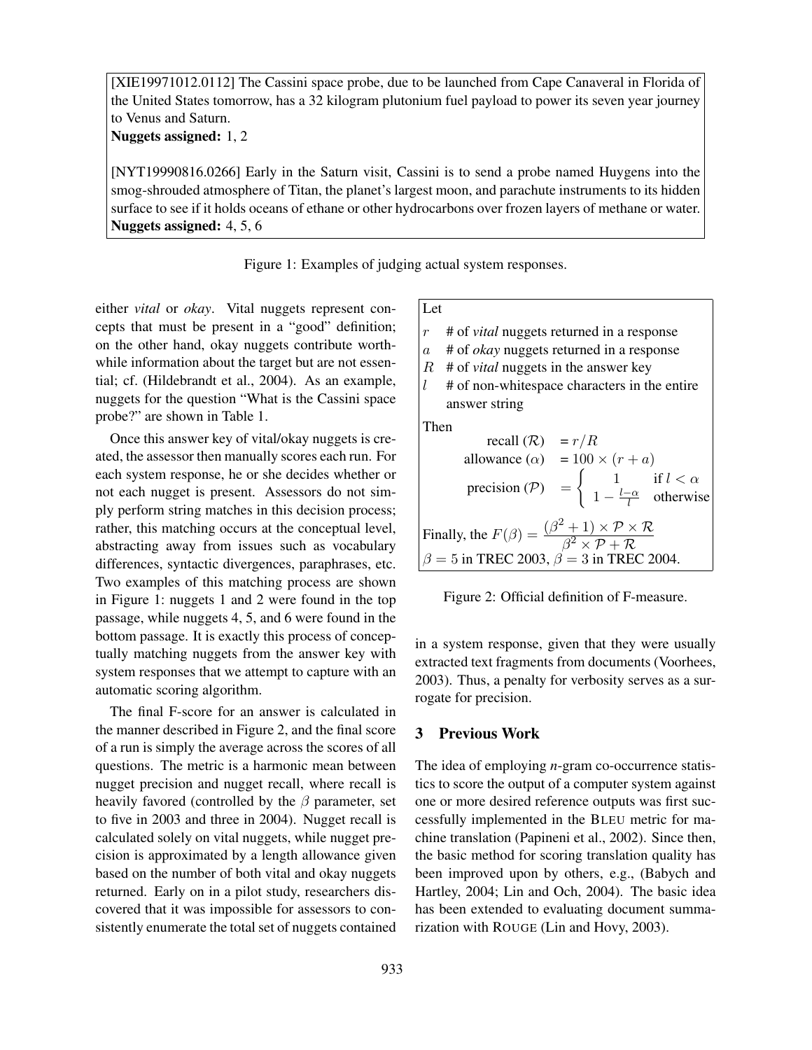[XIE19971012.0112] The Cassini space probe, due to be launched from Cape Canaveral in Florida of the United States tomorrow, has a 32 kilogram plutonium fuel payload to power its seven year journey to Venus and Saturn.
**Nuggets assigned:** 1, 2

[NYT19990816.0266] Early in the Saturn visit, Cassini is to send a probe named Huygens into the smog-shrouded atmosphere of Titan, the planet's largest moon, and parachute instruments to its hidden surface to see if it holds oceans of ethane or other hydrocarbons over frozen layers of methane or water.
**Nuggets assigned:** 4, 5, 6

Figure 1: Examples of judging actual system responses.

either *vital* or *okay*. Vital nuggets represent concepts that must be present in a "good" definition; on the other hand, okay nuggets contribute worthwhile information about the target but are not essential; cf. (Hildebrandt et al., 2004). As an example, nuggets for the question "What is the Cassini space probe?" are shown in Table 1.

Once this answer key of vital/okay nuggets is created, the assessor then manually scores each run. For each system response, he or she decides whether or not each nugget is present. Assessors do not simply perform string matches in this decision process; rather, this matching occurs at the conceptual level, abstracting away from issues such as vocabulary differences, syntactic divergences, paraphrases, etc. Two examples of this matching process are shown in Figure 1: nuggets 1 and 2 were found in the top passage, while nuggets 4, 5, and 6 were found in the bottom passage. It is exactly this process of conceptually matching nuggets from the answer key with system responses that we attempt to capture with an automatic scoring algorithm.

The final F-score for an answer is calculated in the manner described in Figure 2, and the final score of a run is simply the average across the scores of all questions. The metric is a harmonic mean between nugget precision and nugget recall, where recall is heavily favored (controlled by the $\beta$ parameter, set to five in 2003 and three in 2004). Nugget recall is calculated solely on vital nuggets, while nugget precision is approximated by a length allowance given based on the number of both vital and okay nuggets returned. Early on in a pilot study, researchers discovered that it was impossible for assessors to consistently enumerate the total set of nuggets contained in a system response, given that they were usually extracted text fragments from documents (Voorhees, 2003). Thus, a penalty for verbosity serves as a surrogate for precision.

Let

- $r$ # of *vital* nuggets returned in a response
- $a$ # of *okay* nuggets returned in a response
- $R$ # of *vital* nuggets in the answer key
- $l$ # of non-whitespace characters in the entire answer string

Then

$$\text{recall } (\mathcal{R}) = r/R$$

$$\text{allowance } (\alpha) = 100 \times (r + a)$$

$$\text{precision } (\mathcal{P}) = \begin{cases} 1 & \text{if } l < \alpha \\ 1 - \frac{l-\alpha}{l} & \text{otherwise} \end{cases}$$

Finally, the $F(\beta) = \frac{(\beta^2 + 1) \times \mathcal{P} \times \mathcal{R}}{\beta^2 \times \mathcal{P} + \mathcal{R}}$

$\beta = 5$ in TREC 2003, $\beta = 3$ in TREC 2004.

Figure 2: Official definition of F-measure.

## 3 Previous Work

The idea of employing *n*-gram co-occurrence statistics to score the output of a computer system against one or more desired reference outputs was first successfully implemented in the BLEU metric for machine translation (Papineni et al., 2002). Since then, the basic method for scoring translation quality has been improved upon by others, e.g., (Babych and Hartley, 2004; Lin and Och, 2004). The basic idea has been extended to evaluating document summarization with ROUGE (Lin and Hovy, 2003).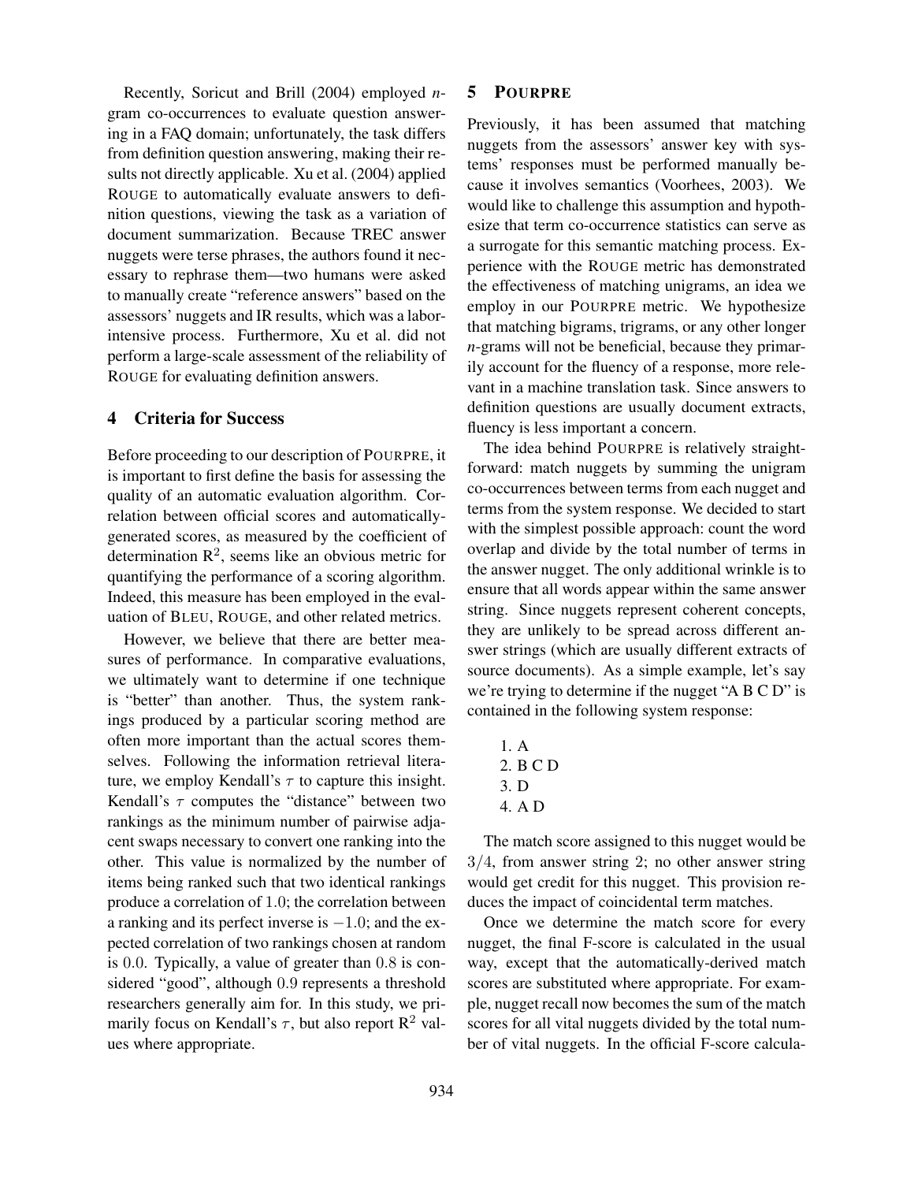Recently, Soricut and Brill (2004) employed *n*-gram co-occurrences to evaluate question answering in a FAQ domain; unfortunately, the task differs from definition question answering, making their results not directly applicable. Xu et al. (2004) applied ROUGE to automatically evaluate answers to definition questions, viewing the task as a variation of document summarization. Because TREC answer nuggets were terse phrases, the authors found it necessary to rephrase them—two humans were asked to manually create "reference answers" based on the assessors' nuggets and IR results, which was a labor-intensive process. Furthermore, Xu et al. did not perform a large-scale assessment of the reliability of ROUGE for evaluating definition answers.

## 4 Criteria for Success

Before proceeding to our description of POURPRE, it is important to first define the basis for assessing the quality of an automatic evaluation algorithm. Correlation between official scores and automatically-generated scores, as measured by the coefficient of determination $R^2$, seems like an obvious metric for quantifying the performance of a scoring algorithm. Indeed, this measure has been employed in the evaluation of BLEU, ROUGE, and other related metrics.

However, we believe that there are better measures of performance. In comparative evaluations, we ultimately want to determine if one technique is "better" than another. Thus, the system rankings produced by a particular scoring method are often more important than the actual scores themselves. Following the information retrieval literature, we employ Kendall's $\tau$ to capture this insight. Kendall's $\tau$ computes the "distance" between two rankings as the minimum number of pairwise adjacent swaps necessary to convert one ranking into the other. This value is normalized by the number of items being ranked such that two identical rankings produce a correlation of $1.0$; the correlation between a ranking and its perfect inverse is $-1.0$; and the expected correlation of two rankings chosen at random is $0.0$. Typically, a value of greater than $0.8$ is considered "good", although $0.9$ represents a threshold researchers generally aim for. In this study, we primarily focus on Kendall's $\tau$, but also report $R^2$ values where appropriate.

## 5 POURPRE

Previously, it has been assumed that matching nuggets from the assessors' answer key with systems' responses must be performed manually because it involves semantics (Voorhees, 2003). We would like to challenge this assumption and hypothesize that term co-occurrence statistics can serve as a surrogate for this semantic matching process. Experience with the ROUGE metric has demonstrated the effectiveness of matching unigrams, an idea we employ in our POURPRE metric. We hypothesize that matching bigrams, trigrams, or any other longer *n*-grams will not be beneficial, because they primarily account for the fluency of a response, more relevant in a machine translation task. Since answers to definition questions are usually document extracts, fluency is less important a concern.

The idea behind POURPRE is relatively straightforward: match nuggets by summing the unigram co-occurrences between terms from each nugget and terms from the system response. We decided to start with the simplest possible approach: count the word overlap and divide by the total number of terms in the answer nugget. The only additional wrinkle is to ensure that all words appear within the same answer string. Since nuggets represent coherent concepts, they are unlikely to be spread across different answer strings (which are usually different extracts of source documents). As a simple example, let's say we're trying to determine if the nugget "A B C D" is contained in the following system response:

1. A
2. B C D
3. D
4. A D

The match score assigned to this nugget would be $3/4$, from answer string 2; no other answer string would get credit for this nugget. This provision reduces the impact of coincidental term matches.

Once we determine the match score for every nugget, the final F-score is calculated in the usual way, except that the automatically-derived match scores are substituted where appropriate. For example, nugget recall now becomes the sum of the match scores for all vital nuggets divided by the total number of vital nuggets. In the official F-score calcula-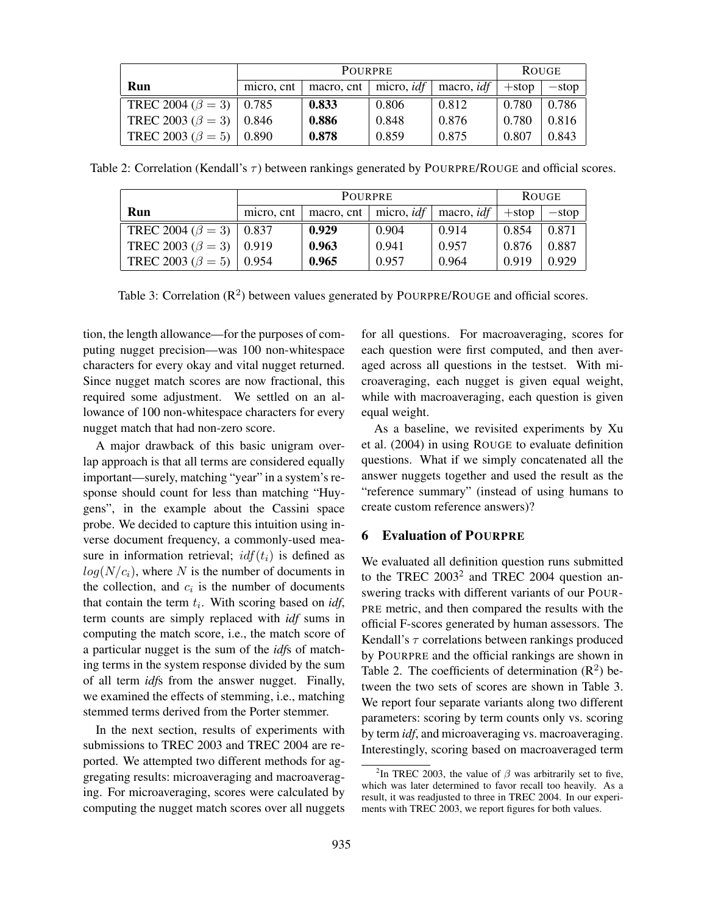| | Pourpre | | | | Rouge | |
|---|---|---|---|---|---|---|
| **Run** | micro, cnt | macro, cnt | micro, *idf* | macro, *idf* | +stop | −stop |
| TREC 2004 ($\beta = 3$) | 0.785 | **0.833** | 0.806 | 0.812 | 0.780 | 0.786 |
| TREC 2003 ($\beta = 3$) | 0.846 | **0.886** | 0.848 | 0.876 | 0.780 | 0.816 |
| TREC 2003 ($\beta = 5$) | 0.890 | **0.878** | 0.859 | 0.875 | 0.807 | 0.843 |

Table 2: Correlation (Kendall's $\tau$) between rankings generated by POURPRE/ROUGE and official scores.

| | Pourpre | | | | Rouge | |
|---|---|---|---|---|---|---|
| **Run** | micro, cnt | macro, cnt | micro, *idf* | macro, *idf* | +stop | −stop |
| TREC 2004 ($\beta = 3$) | 0.837 | **0.929** | 0.904 | 0.914 | 0.854 | 0.871 |
| TREC 2003 ($\beta = 3$) | 0.919 | **0.963** | 0.941 | 0.957 | 0.876 | 0.887 |
| TREC 2003 ($\beta = 5$) | 0.954 | **0.965** | 0.957 | 0.964 | 0.919 | 0.929 |

Table 3: Correlation ($R^2$) between values generated by POURPRE/ROUGE and official scores.

tion, the length allowance—for the purposes of computing nugget precision—was 100 non-whitespace characters for every okay and vital nugget returned. Since nugget match scores are now fractional, this required some adjustment. We settled on an allowance of 100 non-whitespace characters for every nugget match that had non-zero score.

A major drawback of this basic unigram overlap approach is that all terms are considered equally important—surely, matching "year" in a system's response should count for less than matching "Huygens", in the example about the Cassini space probe. We decided to capture this intuition using inverse document frequency, a commonly-used measure in information retrieval; $idf(t_i)$ is defined as $log(N/c_i)$, where $N$ is the number of documents in the collection, and $c_i$ is the number of documents that contain the term $t_i$. With scoring based on *idf*, term counts are simply replaced with *idf* sums in computing the match score, i.e., the match score of a particular nugget is the sum of the *idf*s of matching terms in the system response divided by the sum of all term *idf*s from the answer nugget. Finally, we examined the effects of stemming, i.e., matching stemmed terms derived from the Porter stemmer.

In the next section, results of experiments with submissions to TREC 2003 and TREC 2004 are reported. We attempted two different methods for aggregating results: microaveraging and macroaveraging. For microaveraging, scores were calculated by computing the nugget match scores over all nuggets for all questions. For macroaveraging, scores for each question were first computed, and then averaged across all questions in the testset. With microaveraging, each nugget is given equal weight, while with macroaveraging, each question is given equal weight.

As a baseline, we revisited experiments by Xu et al. (2004) in using ROUGE to evaluate definition questions. What if we simply concatenated all the answer nuggets together and used the result as the "reference summary" (instead of using humans to create custom reference answers)?

## 6 Evaluation of POURPRE

We evaluated all definition question runs submitted to the TREC 2003[2] and TREC 2004 question answering tracks with different variants of our POURPRE metric, and then compared the results with the official F-scores generated by human assessors. The Kendall's $\tau$ correlations between rankings produced by POURPRE and the official rankings are shown in Table 2. The coefficients of determination ($R^2$) between the two sets of scores are shown in Table 3. We report four separate variants along two different parameters: scoring by term counts only vs. scoring by term *idf*, and microaveraging vs. macroaveraging. Interestingly, scoring based on macroaveraged term

[2]In TREC 2003, the value of $\beta$ was arbitrarily set to five, which was later determined to favor recall too heavily. As a result, it was readjusted to three in TREC 2004. In our experiments with TREC 2003, we report figures for both values.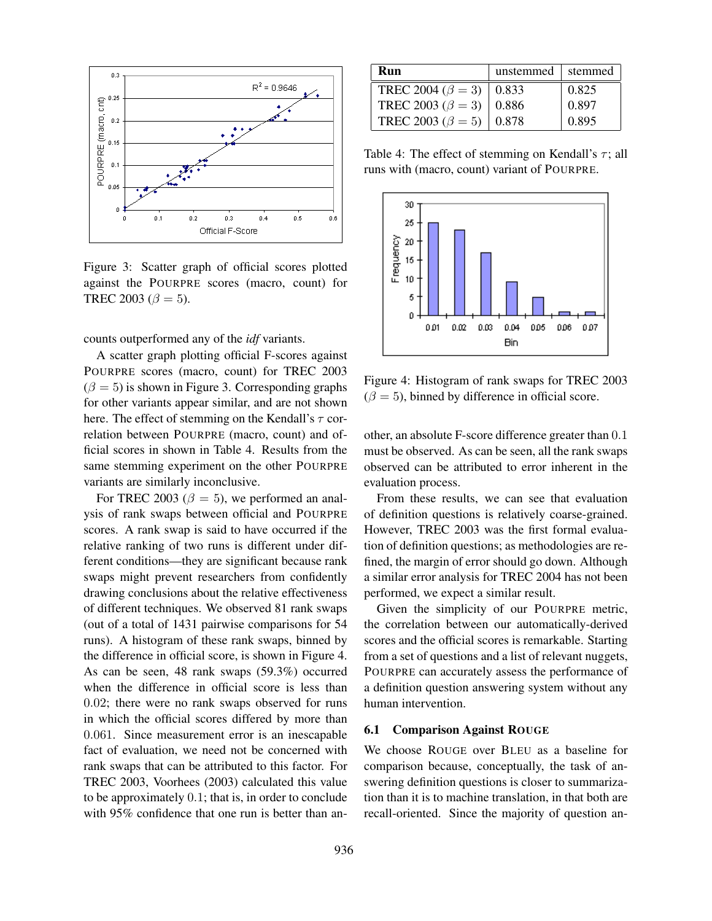Figure 3: Scatter graph of official scores plotted against the POURPRE scores (macro, count) for TREC 2003 ($\beta = 5$).

counts outperformed any of the *idf* variants.

A scatter graph plotting official F-scores against POURPRE scores (macro, count) for TREC 2003 ($\beta = 5$) is shown in Figure 3. Corresponding graphs for other variants appear similar, and are not shown here. The effect of stemming on the Kendall's $\tau$ correlation between POURPRE (macro, count) and official scores in shown in Table 4. Results from the same stemming experiment on the other POURPRE variants are similarly inconclusive.

For TREC 2003 ($\beta = 5$), we performed an analysis of rank swaps between official and POURPRE scores. A rank swap is said to have occurred if the relative ranking of two runs is different under different conditions—they are significant because rank swaps might prevent researchers from confidently drawing conclusions about the relative effectiveness of different techniques. We observed 81 rank swaps (out of a total of 1431 pairwise comparisons for 54 runs). A histogram of these rank swaps, binned by the difference in official score, is shown in Figure 4. As can be seen, 48 rank swaps (59.3%) occurred when the difference in official score is less than 0.02; there were no rank swaps observed for runs in which the official scores differed by more than 0.061. Since measurement error is an inescapable fact of evaluation, we need not be concerned with rank swaps that can be attributed to this factor. For TREC 2003, Voorhees (2003) calculated this value to be approximately 0.1; that is, in order to conclude with 95% confidence that one run is better than another, an absolute F-score difference greater than 0.1 must be observed. As can be seen, all the rank swaps observed can be attributed to error inherent in the evaluation process.

| Run | unstemmed | stemmed |
|---|---|---|
| TREC 2004 ($\beta = 3$) | 0.833 | 0.825 |
| TREC 2003 ($\beta = 3$) | 0.886 | 0.897 |
| TREC 2003 ($\beta = 5$) | 0.878 | 0.895 |

Table 4: The effect of stemming on Kendall's $\tau$; all runs with (macro, count) variant of POURPRE.

Figure 4: Histogram of rank swaps for TREC 2003 ($\beta = 5$), binned by difference in official score.

From these results, we can see that evaluation of definition questions is relatively coarse-grained. However, TREC 2003 was the first formal evaluation of definition questions; as methodologies are refined, the margin of error should go down. Although a similar error analysis for TREC 2004 has not been performed, we expect a similar result.

Given the simplicity of our POURPRE metric, the correlation between our automatically-derived scores and the official scores is remarkable. Starting from a set of questions and a list of relevant nuggets, POURPRE can accurately assess the performance of a definition question answering system without any human intervention.

### 6.1 Comparison Against ROUGE

We choose ROUGE over BLEU as a baseline for comparison because, conceptually, the task of answering definition questions is closer to summarization than it is to machine translation, in that both are recall-oriented. Since the majority of question an-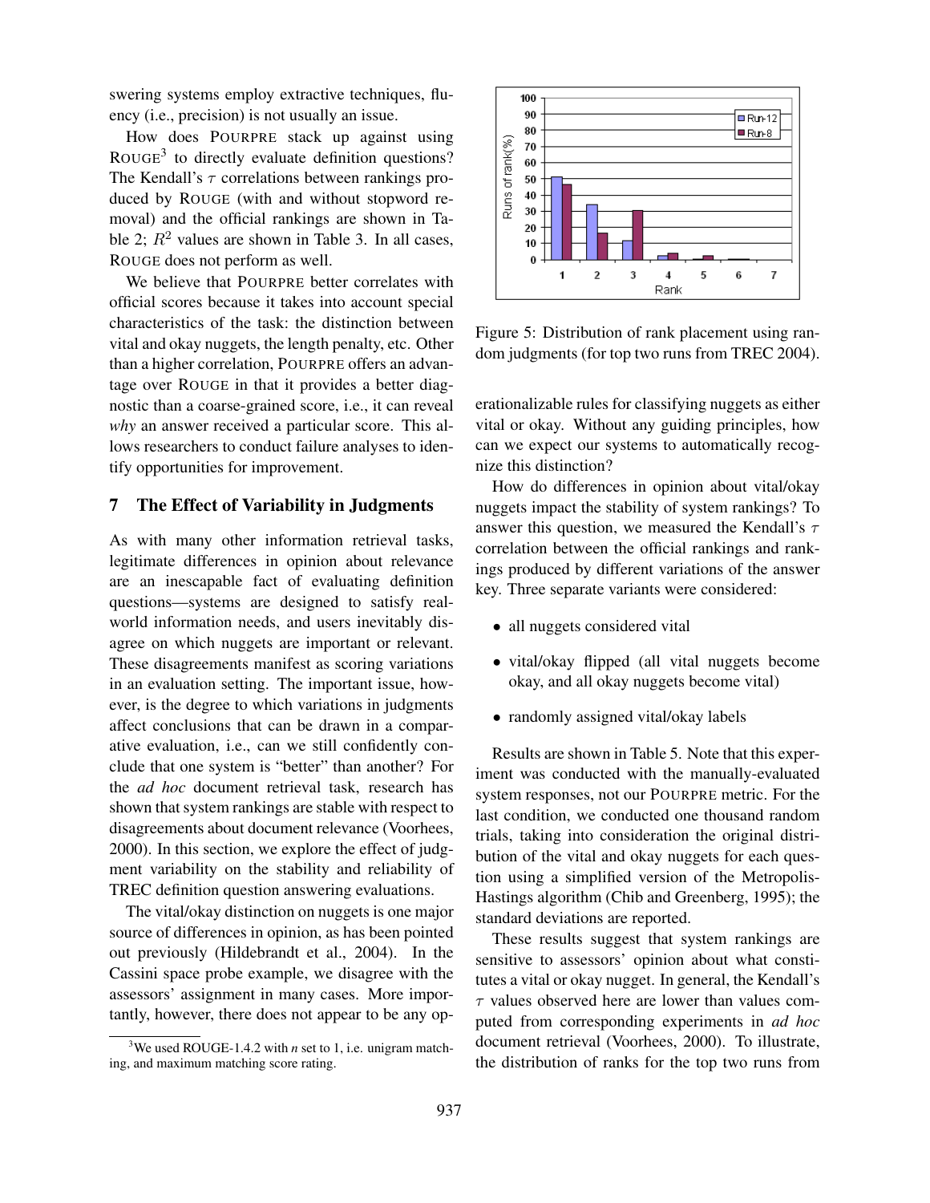swering systems employ extractive techniques, fluency (i.e., precision) is not usually an issue.

How does POURPRE stack up against using ROUGE[3] to directly evaluate definition questions? The Kendall's $\tau$ correlations between rankings produced by ROUGE (with and without stopword removal) and the official rankings are shown in Table 2; $R^2$ values are shown in Table 3. In all cases, ROUGE does not perform as well.

We believe that POURPRE better correlates with official scores because it takes into account special characteristics of the task: the distinction between vital and okay nuggets, the length penalty, etc. Other than a higher correlation, POURPRE offers an advantage over ROUGE in that it provides a better diagnostic than a coarse-grained score, i.e., it can reveal *why* an answer received a particular score. This allows researchers to conduct failure analyses to identify opportunities for improvement.

## 7 The Effect of Variability in Judgments

As with many other information retrieval tasks, legitimate differences in opinion about relevance are an inescapable fact of evaluating definition questions—systems are designed to satisfy real-world information needs, and users inevitably disagree on which nuggets are important or relevant. These disagreements manifest as scoring variations in an evaluation setting. The important issue, however, is the degree to which variations in judgments affect conclusions that can be drawn in a comparative evaluation, i.e., can we still confidently conclude that one system is "better" than another? For the *ad hoc* document retrieval task, research has shown that system rankings are stable with respect to disagreements about document relevance (Voorhees, 2000). In this section, we explore the effect of judgment variability on the stability and reliability of TREC definition question answering evaluations.

The vital/okay distinction on nuggets is one major source of differences in opinion, as has been pointed out previously (Hildebrandt et al., 2004). In the Cassini space probe example, we disagree with the assessors' assignment in many cases. More importantly, however, there does not appear to be any operationalizable rules for classifying nuggets as either vital or okay. Without any guiding principles, how can we expect our systems to automatically recognize this distinction?

Figure 5: Distribution of rank placement using random judgments (for top two runs from TREC 2004).

How do differences in opinion about vital/okay nuggets impact the stability of system rankings? To answer this question, we measured the Kendall's $\tau$ correlation between the official rankings and rankings produced by different variations of the answer key. Three separate variants were considered:

- all nuggets considered vital
- vital/okay flipped (all vital nuggets become okay, and all okay nuggets become vital)
- randomly assigned vital/okay labels

Results are shown in Table 5. Note that this experiment was conducted with the manually-evaluated system responses, not our POURPRE metric. For the last condition, we conducted one thousand random trials, taking into consideration the original distribution of the vital and okay nuggets for each question using a simplified version of the Metropolis-Hastings algorithm (Chib and Greenberg, 1995); the standard deviations are reported.

These results suggest that system rankings are sensitive to assessors' opinion about what constitutes a vital or okay nugget. In general, the Kendall's $\tau$ values observed here are lower than values computed from corresponding experiments in *ad hoc* document retrieval (Voorhees, 2000). To illustrate, the distribution of ranks for the top two runs from

[3] We used ROUGE-1.4.2 with *n* set to 1, i.e. unigram matching, and maximum matching score rating.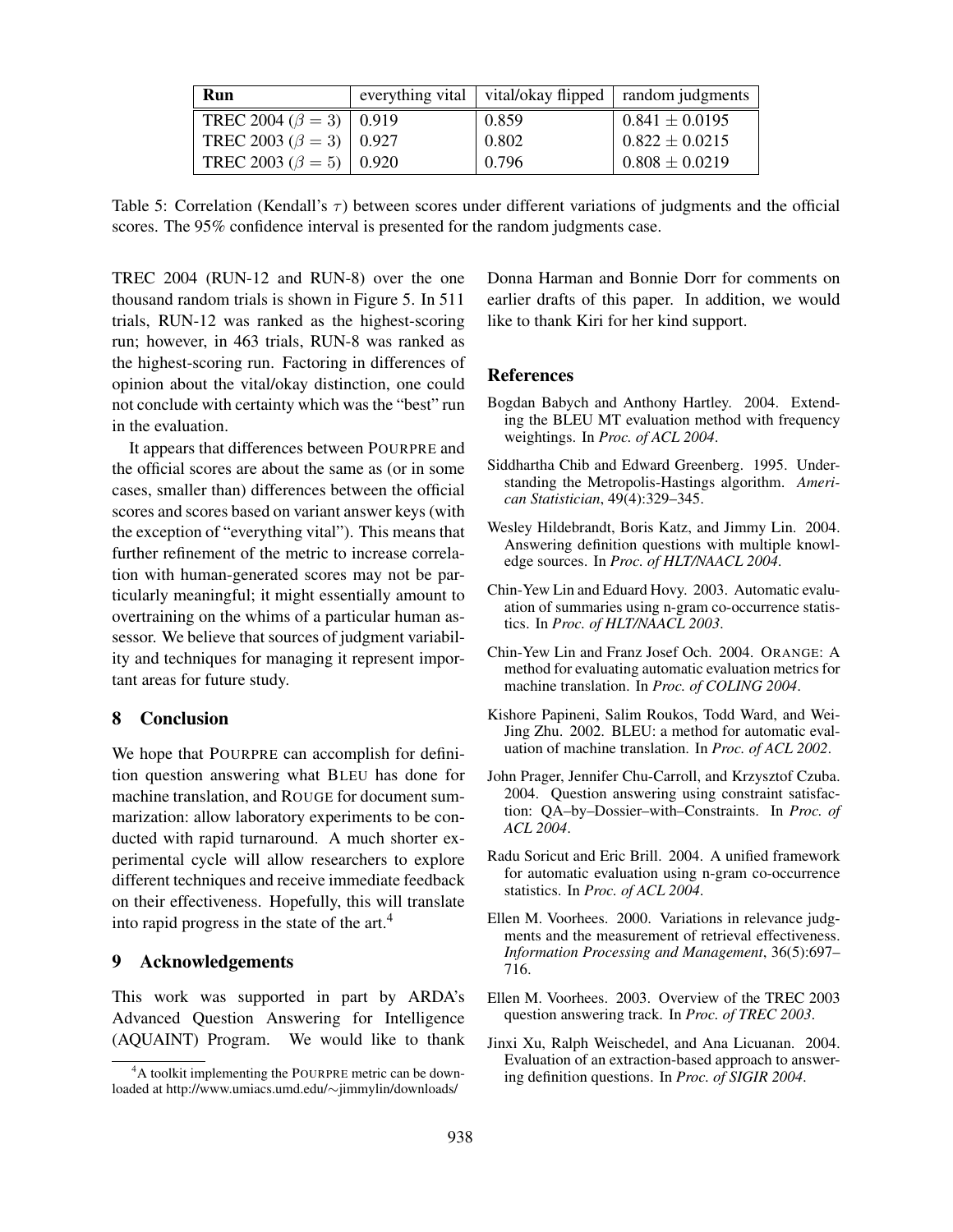| Run | everything vital | vital/okay flipped | random judgments |
|---|---|---|---|
| TREC 2004 ($\beta = 3$) | 0.919 | 0.859 | $0.841 \pm 0.0195$ |
| TREC 2003 ($\beta = 3$) | 0.927 | 0.802 | $0.822 \pm 0.0215$ |
| TREC 2003 ($\beta = 5$) | 0.920 | 0.796 | $0.808 \pm 0.0219$ |

Table 5: Correlation (Kendall's $\tau$) between scores under different variations of judgments and the official scores. The 95% confidence interval is presented for the random judgments case.

TREC 2004 (RUN-12 and RUN-8) over the one thousand random trials is shown in Figure 5. In 511 trials, RUN-12 was ranked as the highest-scoring run; however, in 463 trials, RUN-8 was ranked as the highest-scoring run. Factoring in differences of opinion about the vital/okay distinction, one could not conclude with certainty which was the "best" run in the evaluation.

It appears that differences between POURPRE and the official scores are about the same as (or in some cases, smaller than) differences between the official scores and scores based on variant answer keys (with the exception of "everything vital"). This means that further refinement of the metric to increase correlation with human-generated scores may not be particularly meaningful; it might essentially amount to overtraining on the whims of a particular human assessor. We believe that sources of judgment variability and techniques for managing it represent important areas for future study.

## 8 Conclusion

We hope that POURPRE can accomplish for definition question answering what BLEU has done for machine translation, and ROUGE for document summarization: allow laboratory experiments to be conducted with rapid turnaround. A much shorter experimental cycle will allow researchers to explore different techniques and receive immediate feedback on their effectiveness. Hopefully, this will translate into rapid progress in the state of the art.[4]

## 9 Acknowledgements

This work was supported in part by ARDA's Advanced Question Answering for Intelligence (AQUAINT) Program. We would like to thank Donna Harman and Bonnie Dorr for comments on earlier drafts of this paper. In addition, we would like to thank Kiri for her kind support.

[4] A toolkit implementing the POURPRE metric can be downloaded at http://www.umiacs.umd.edu/∼jimmylin/downloads/

## References

Bogdan Babych and Anthony Hartley. 2004. Extending the BLEU MT evaluation method with frequency weightings. In *Proc. of ACL 2004*.

Siddhartha Chib and Edward Greenberg. 1995. Understanding the Metropolis-Hastings algorithm. *American Statistician*, 49(4):329–345.

Wesley Hildebrandt, Boris Katz, and Jimmy Lin. 2004. Answering definition questions with multiple knowledge sources. In *Proc. of HLT/NAACL 2004*.

Chin-Yew Lin and Eduard Hovy. 2003. Automatic evaluation of summaries using n-gram co-occurrence statistics. In *Proc. of HLT/NAACL 2003*.

Chin-Yew Lin and Franz Josef Och. 2004. ORANGE: A method for evaluating automatic evaluation metrics for machine translation. In *Proc. of COLING 2004*.

Kishore Papineni, Salim Roukos, Todd Ward, and Wei-Jing Zhu. 2002. BLEU: a method for automatic evaluation of machine translation. In *Proc. of ACL 2002*.

John Prager, Jennifer Chu-Carroll, and Krzysztof Czuba. 2004. Question answering using constraint satisfaction: QA–by–Dossier–with–Constraints. In *Proc. of ACL 2004*.

Radu Soricut and Eric Brill. 2004. A unified framework for automatic evaluation using n-gram co-occurrence statistics. In *Proc. of ACL 2004*.

Ellen M. Voorhees. 2000. Variations in relevance judgments and the measurement of retrieval effectiveness. *Information Processing and Management*, 36(5):697–716.

Ellen M. Voorhees. 2003. Overview of the TREC 2003 question answering track. In *Proc. of TREC 2003*.

Jinxi Xu, Ralph Weischedel, and Ana Licuanan. 2004. Evaluation of an extraction-based approach to answering definition questions. In *Proc. of SIGIR 2004*.